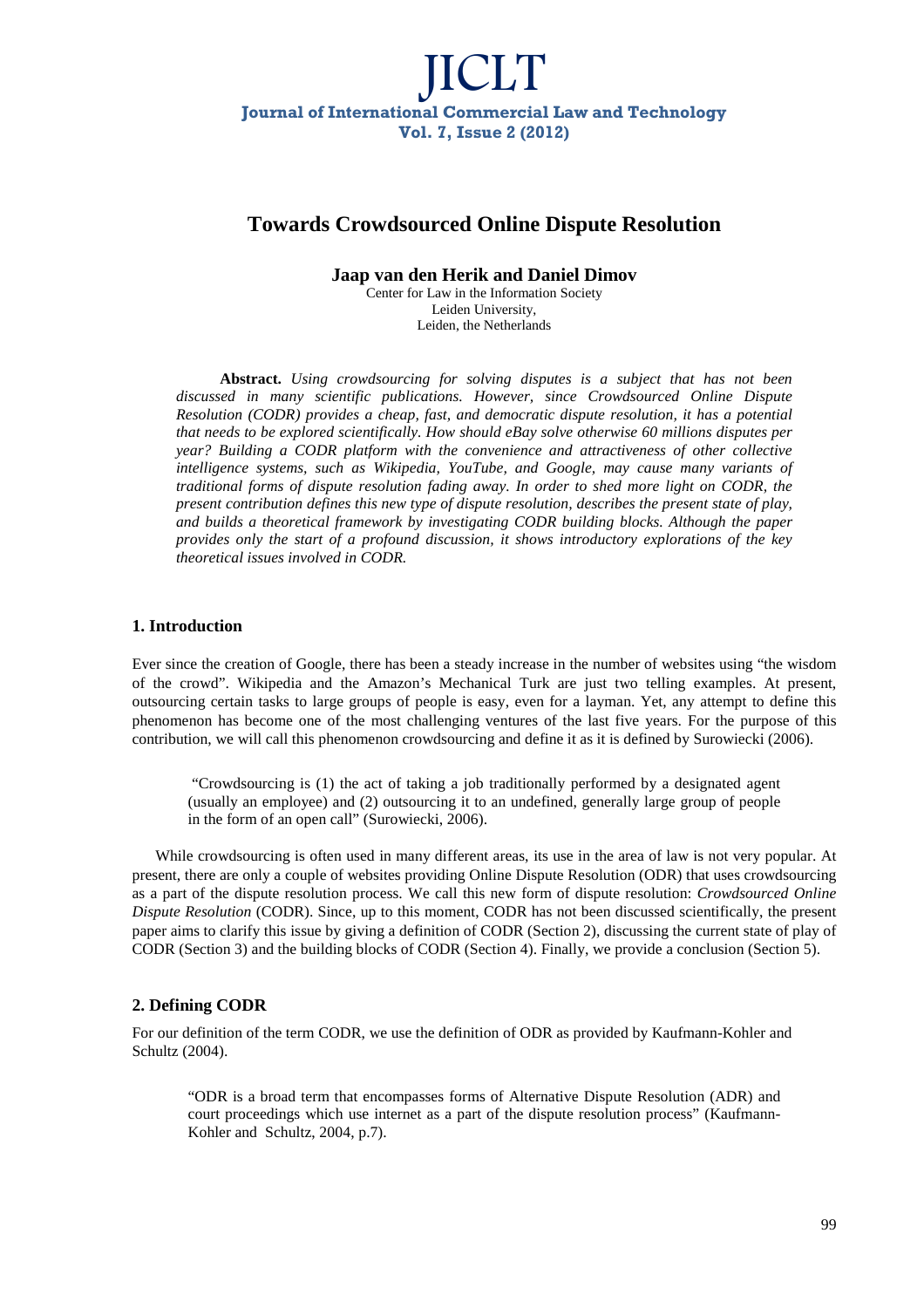# Towards Crowdsourced Online Dispute Resolution

**Jaap van den Herik and Daniel Dimov**

Center for Law in the Information Society
Leiden University,
Leiden, the Netherlands

**Abstract.** *Using crowdsourcing for solving disputes is a subject that has not been discussed in many scientific publications. However, since Crowdsourced Online Dispute Resolution (CODR) provides a cheap, fast, and democratic dispute resolution, it has a potential that needs to be explored scientifically. How should eBay solve otherwise 60 millions disputes per year? Building a CODR platform with the convenience and attractiveness of other collective intelligence systems, such as Wikipedia, YouTube, and Google, may cause many variants of traditional forms of dispute resolution fading away. In order to shed more light on CODR, the present contribution defines this new type of dispute resolution, describes the present state of play, and builds a theoretical framework by investigating CODR building blocks. Although the paper provides only the start of a profound discussion, it shows introductory explorations of the key theoretical issues involved in CODR.*

## 1. Introduction

Ever since the creation of Google, there has been a steady increase in the number of websites using "the wisdom of the crowd". Wikipedia and the Amazon's Mechanical Turk are just two telling examples. At present, outsourcing certain tasks to large groups of people is easy, even for a layman. Yet, any attempt to define this phenomenon has become one of the most challenging ventures of the last five years. For the purpose of this contribution, we will call this phenomenon crowdsourcing and define it as it is defined by Surowiecki (2006).

> "Crowdsourcing is (1) the act of taking a job traditionally performed by a designated agent (usually an employee) and (2) outsourcing it to an undefined, generally large group of people in the form of an open call" (Surowiecki, 2006).

While crowdsourcing is often used in many different areas, its use in the area of law is not very popular. At present, there are only a couple of websites providing Online Dispute Resolution (ODR) that uses crowdsourcing as a part of the dispute resolution process. We call this new form of dispute resolution: *Crowdsourced Online Dispute Resolution* (CODR). Since, up to this moment, CODR has not been discussed scientifically, the present paper aims to clarify this issue by giving a definition of CODR (Section 2), discussing the current state of play of CODR (Section 3) and the building blocks of CODR (Section 4). Finally, we provide a conclusion (Section 5).

## 2. Defining CODR

For our definition of the term CODR, we use the definition of ODR as provided by Kaufmann-Kohler and Schultz (2004).

> "ODR is a broad term that encompasses forms of Alternative Dispute Resolution (ADR) and court proceedings which use internet as a part of the dispute resolution process" (Kaufmann-Kohler and Schultz, 2004, p.7).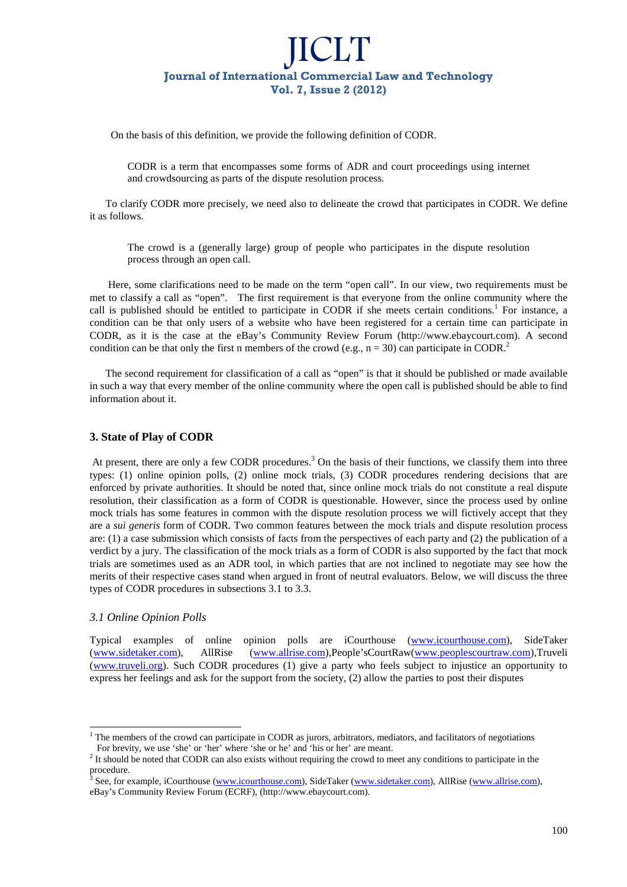On the basis of this definition, we provide the following definition of CODR.

> CODR is a term that encompasses some forms of ADR and court proceedings using internet and crowdsourcing as parts of the dispute resolution process.

To clarify CODR more precisely, we need also to delineate the crowd that participates in CODR. We define it as follows.

> The crowd is a (generally large) group of people who participates in the dispute resolution process through an open call.

Here, some clarifications need to be made on the term "open call". In our view, two requirements must be met to classify a call as "open". The first requirement is that everyone from the online community where the call is published should be entitled to participate in CODR if she meets certain conditions.[1] For instance, a condition can be that only users of a website who have been registered for a certain time can participate in CODR, as it is the case at the eBay's Community Review Forum (http://www.ebaycourt.com). A second condition can be that only the first n members of the crowd (e.g., n = 30) can participate in CODR.[2]

The second requirement for classification of a call as "open" is that it should be published or made available in such a way that every member of the online community where the open call is published should be able to find information about it.

## 3. State of Play of CODR

At present, there are only a few CODR procedures.[3] On the basis of their functions, we classify them into three types: (1) online opinion polls, (2) online mock trials, (3) CODR procedures rendering decisions that are enforced by private authorities. It should be noted that, since online mock trials do not constitute a real dispute resolution, their classification as a form of CODR is questionable. However, since the process used by online mock trials has some features in common with the dispute resolution process we will fictively accept that they are a *sui generis* form of CODR. Two common features between the mock trials and dispute resolution process are: (1) a case submission which consists of facts from the perspectives of each party and (2) the publication of a verdict by a jury. The classification of the mock trials as a form of CODR is also supported by the fact that mock trials are sometimes used as an ADR tool, in which parties that are not inclined to negotiate may see how the merits of their respective cases stand when argued in front of neutral evaluators. Below, we will discuss the three types of CODR procedures in subsections 3.1 to 3.3.

### *3.1 Online Opinion Polls*

Typical examples of online opinion polls are iCourthouse (www.icourthouse.com), SideTaker (www.sidetaker.com), AllRise (www.allrise.com),People'sCourtRaw(www.peoplescourtraw.com),Truveli (www.truveli.org). Such CODR procedures (1) give a party who feels subject to injustice an opportunity to express her feelings and ask for the support from the society, (2) allow the parties to post their disputes

---

[1] The members of the crowd can participate in CODR as jurors, arbitrators, mediators, and facilitators of negotiations For brevity, we use 'she' or 'her' where 'she or he' and 'his or her' are meant.

[2] It should be noted that CODR can also exists without requiring the crowd to meet any conditions to participate in the procedure.

[3] See, for example, iCourthouse (www.icourthouse.com), SideTaker (www.sidetaker.com), AllRise (www.allrise.com), eBay's Community Review Forum (ECRF), (http://www.ebaycourt.com).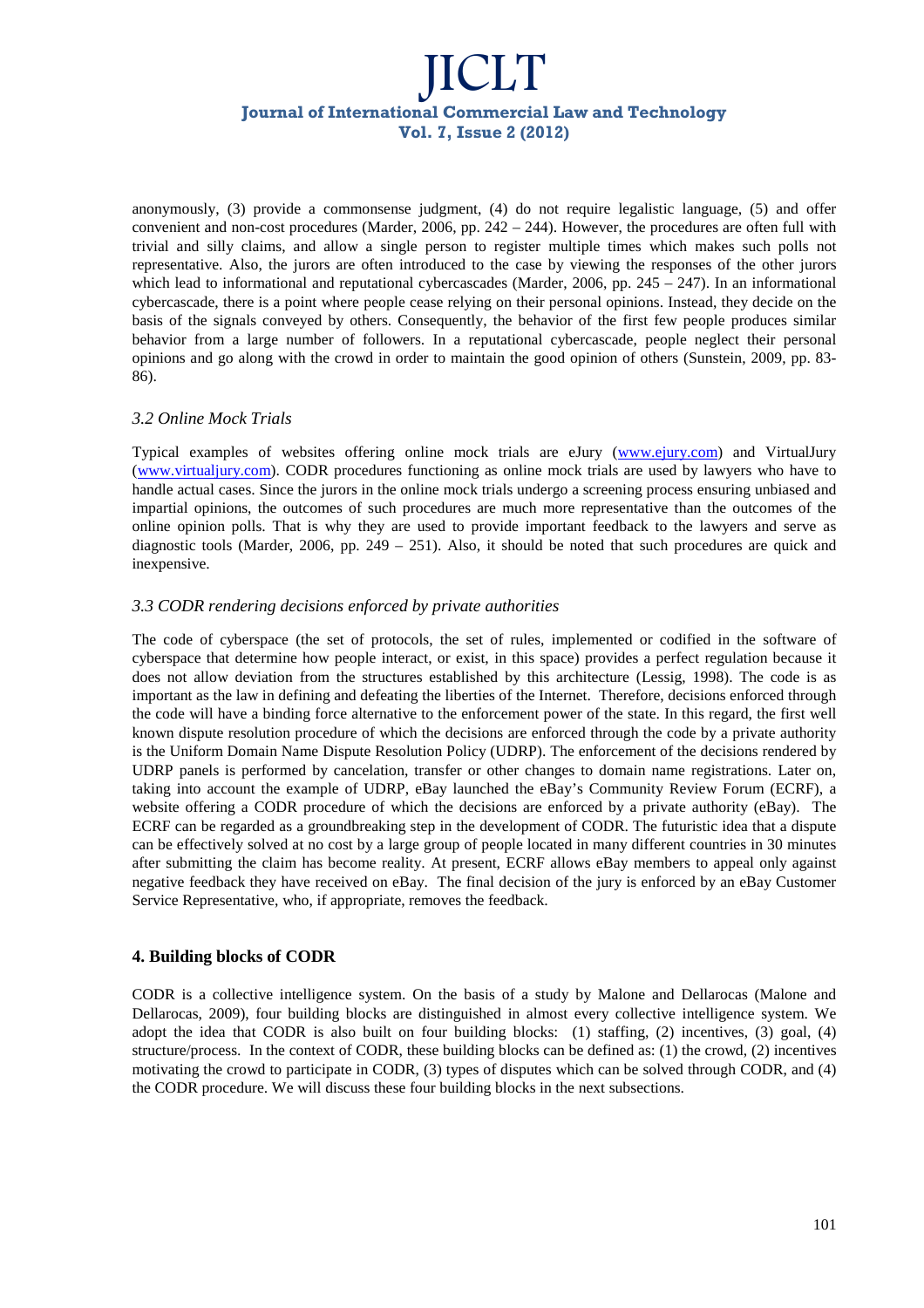anonymously, (3) provide a commonsense judgment, (4) do not require legalistic language, (5) and offer convenient and non-cost procedures (Marder, 2006, pp. 242 – 244). However, the procedures are often full with trivial and silly claims, and allow a single person to register multiple times which makes such polls not representative. Also, the jurors are often introduced to the case by viewing the responses of the other jurors which lead to informational and reputational cybercascades (Marder, 2006, pp. 245 – 247). In an informational cybercascade, there is a point where people cease relying on their personal opinions. Instead, they decide on the basis of the signals conveyed by others. Consequently, the behavior of the first few people produces similar behavior from a large number of followers. In a reputational cybercascade, people neglect their personal opinions and go along with the crowd in order to maintain the good opinion of others (Sunstein, 2009, pp. 83-86).

### *3.2 Online Mock Trials*

Typical examples of websites offering online mock trials are eJury (www.ejury.com) and VirtualJury (www.virtualjury.com). CODR procedures functioning as online mock trials are used by lawyers who have to handle actual cases. Since the jurors in the online mock trials undergo a screening process ensuring unbiased and impartial opinions, the outcomes of such procedures are much more representative than the outcomes of the online opinion polls. That is why they are used to provide important feedback to the lawyers and serve as diagnostic tools (Marder, 2006, pp. 249 – 251). Also, it should be noted that such procedures are quick and inexpensive.

### *3.3 CODR rendering decisions enforced by private authorities*

The code of cyberspace (the set of protocols, the set of rules, implemented or codified in the software of cyberspace that determine how people interact, or exist, in this space) provides a perfect regulation because it does not allow deviation from the structures established by this architecture (Lessig, 1998). The code is as important as the law in defining and defeating the liberties of the Internet. Therefore, decisions enforced through the code will have a binding force alternative to the enforcement power of the state. In this regard, the first well known dispute resolution procedure of which the decisions are enforced through the code by a private authority is the Uniform Domain Name Dispute Resolution Policy (UDRP). The enforcement of the decisions rendered by UDRP panels is performed by cancelation, transfer or other changes to domain name registrations. Later on, taking into account the example of UDRP, eBay launched the eBay's Community Review Forum (ECRF), a website offering a CODR procedure of which the decisions are enforced by a private authority (eBay). The ECRF can be regarded as a groundbreaking step in the development of CODR. The futuristic idea that a dispute can be effectively solved at no cost by a large group of people located in many different countries in 30 minutes after submitting the claim has become reality. At present, ECRF allows eBay members to appeal only against negative feedback they have received on eBay. The final decision of the jury is enforced by an eBay Customer Service Representative, who, if appropriate, removes the feedback.

## 4. Building blocks of CODR

CODR is a collective intelligence system. On the basis of a study by Malone and Dellarocas (Malone and Dellarocas, 2009), four building blocks are distinguished in almost every collective intelligence system. We adopt the idea that CODR is also built on four building blocks: (1) staffing, (2) incentives, (3) goal, (4) structure/process. In the context of CODR, these building blocks can be defined as: (1) the crowd, (2) incentives motivating the crowd to participate in CODR, (3) types of disputes which can be solved through CODR, and (4) the CODR procedure. We will discuss these four building blocks in the next subsections.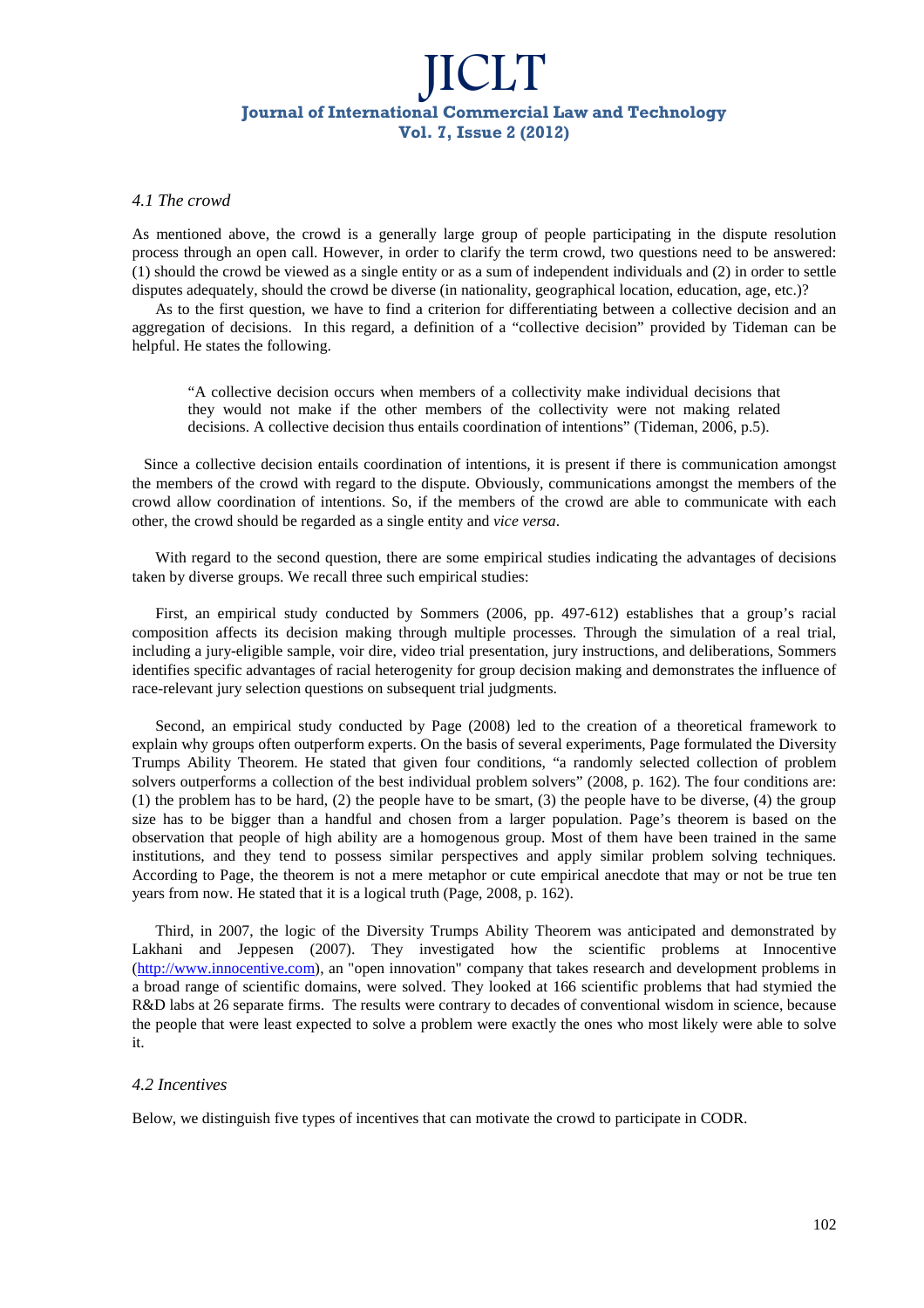### *4.1 The crowd*

As mentioned above, the crowd is a generally large group of people participating in the dispute resolution process through an open call. However, in order to clarify the term crowd, two questions need to be answered: (1) should the crowd be viewed as a single entity or as a sum of independent individuals and (2) in order to settle disputes adequately, should the crowd be diverse (in nationality, geographical location, education, age, etc.)?

As to the first question, we have to find a criterion for differentiating between a collective decision and an aggregation of decisions. In this regard, a definition of a "collective decision" provided by Tideman can be helpful. He states the following.

> "A collective decision occurs when members of a collectivity make individual decisions that they would not make if the other members of the collectivity were not making related decisions. A collective decision thus entails coordination of intentions" (Tideman, 2006, p.5).

Since a collective decision entails coordination of intentions, it is present if there is communication amongst the members of the crowd with regard to the dispute. Obviously, communications amongst the members of the crowd allow coordination of intentions. So, if the members of the crowd are able to communicate with each other, the crowd should be regarded as a single entity and *vice versa*.

With regard to the second question, there are some empirical studies indicating the advantages of decisions taken by diverse groups. We recall three such empirical studies:

First, an empirical study conducted by Sommers (2006, pp. 497-612) establishes that a group's racial composition affects its decision making through multiple processes. Through the simulation of a real trial, including a jury-eligible sample, voir dire, video trial presentation, jury instructions, and deliberations, Sommers identifies specific advantages of racial heterogenity for group decision making and demonstrates the influence of race-relevant jury selection questions on subsequent trial judgments.

Second, an empirical study conducted by Page (2008) led to the creation of a theoretical framework to explain why groups often outperform experts. On the basis of several experiments, Page formulated the Diversity Trumps Ability Theorem. He stated that given four conditions, "a randomly selected collection of problem solvers outperforms a collection of the best individual problem solvers" (2008, p. 162). The four conditions are: (1) the problem has to be hard, (2) the people have to be smart, (3) the people have to be diverse, (4) the group size has to be bigger than a handful and chosen from a larger population. Page's theorem is based on the observation that people of high ability are a homogenous group. Most of them have been trained in the same institutions, and they tend to possess similar perspectives and apply similar problem solving techniques. According to Page, the theorem is not a mere metaphor or cute empirical anecdote that may or not be true ten years from now. He stated that it is a logical truth (Page, 2008, p. 162).

Third, in 2007, the logic of the Diversity Trumps Ability Theorem was anticipated and demonstrated by Lakhani and Jeppesen (2007). They investigated how the scientific problems at Innocentive (http://www.innocentive.com), an "open innovation" company that takes research and development problems in a broad range of scientific domains, were solved. They looked at 166 scientific problems that had stymied the R&D labs at 26 separate firms. The results were contrary to decades of conventional wisdom in science, because the people that were least expected to solve a problem were exactly the ones who most likely were able to solve it.

### *4.2 Incentives*

Below, we distinguish five types of incentives that can motivate the crowd to participate in CODR.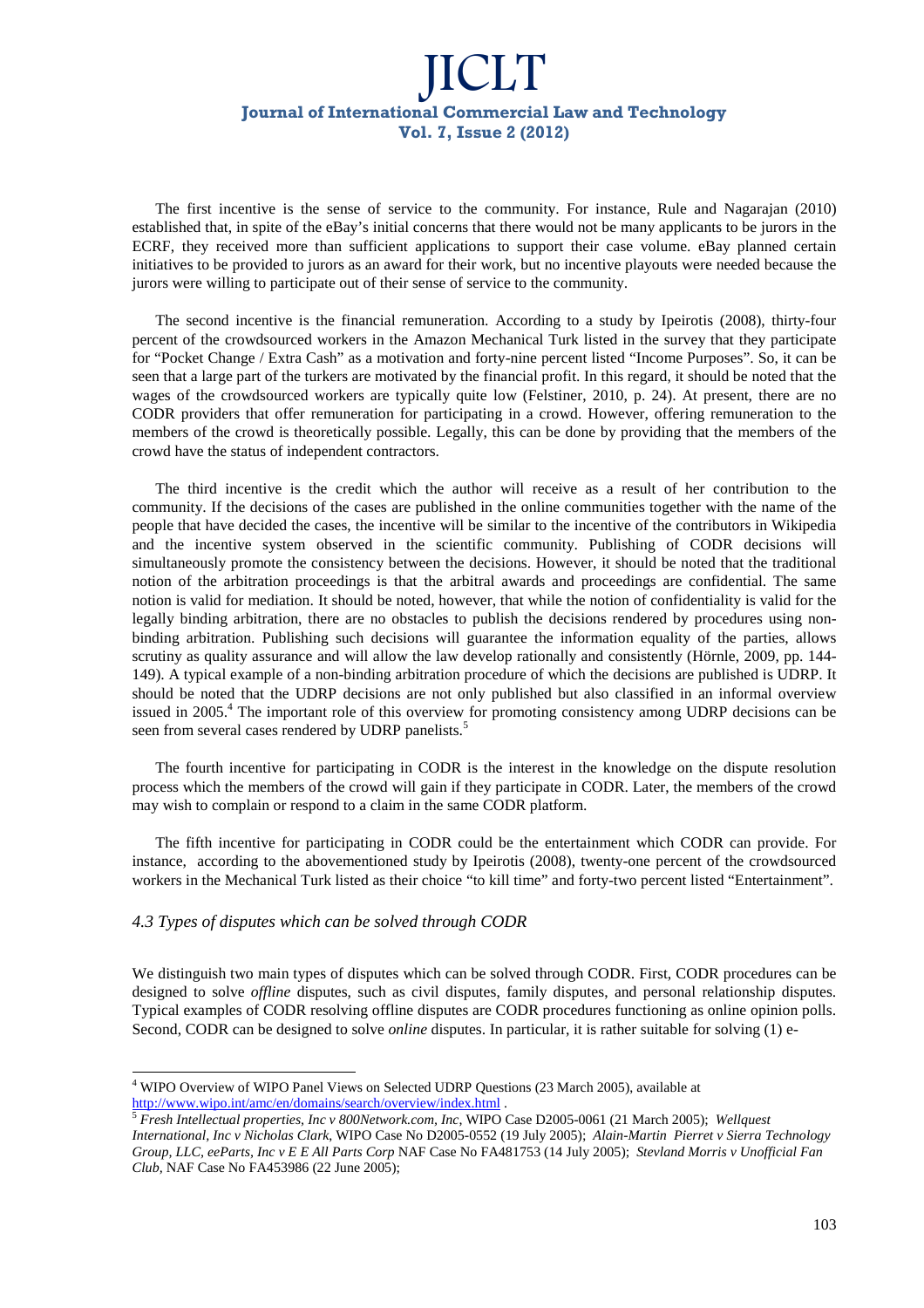The first incentive is the sense of service to the community. For instance, Rule and Nagarajan (2010) established that, in spite of the eBay's initial concerns that there would not be many applicants to be jurors in the ECRF, they received more than sufficient applications to support their case volume. eBay planned certain initiatives to be provided to jurors as an award for their work, but no incentive playouts were needed because the jurors were willing to participate out of their sense of service to the community.

The second incentive is the financial remuneration. According to a study by Ipeirotis (2008), thirty-four percent of the crowdsourced workers in the Amazon Mechanical Turk listed in the survey that they participate for "Pocket Change / Extra Cash" as a motivation and forty-nine percent listed "Income Purposes". So, it can be seen that a large part of the turkers are motivated by the financial profit. In this regard, it should be noted that the wages of the crowdsourced workers are typically quite low (Felstiner, 2010, p. 24). At present, there are no CODR providers that offer remuneration for participating in a crowd. However, offering remuneration to the members of the crowd is theoretically possible. Legally, this can be done by providing that the members of the crowd have the status of independent contractors.

The third incentive is the credit which the author will receive as a result of her contribution to the community. If the decisions of the cases are published in the online communities together with the name of the people that have decided the cases, the incentive will be similar to the incentive of the contributors in Wikipedia and the incentive system observed in the scientific community. Publishing of CODR decisions will simultaneously promote the consistency between the decisions. However, it should be noted that the traditional notion of the arbitration proceedings is that the arbitral awards and proceedings are confidential. The same notion is valid for mediation. It should be noted, however, that while the notion of confidentiality is valid for the legally binding arbitration, there are no obstacles to publish the decisions rendered by procedures using non-binding arbitration. Publishing such decisions will guarantee the information equality of the parties, allows scrutiny as quality assurance and will allow the law develop rationally and consistently (Hörnle, 2009, pp. 144-149). A typical example of a non-binding arbitration procedure of which the decisions are published is UDRP. It should be noted that the UDRP decisions are not only published but also classified in an informal overview issued in 2005.[4] The important role of this overview for promoting consistency among UDRP decisions can be seen from several cases rendered by UDRP panelists.[5]

The fourth incentive for participating in CODR is the interest in the knowledge on the dispute resolution process which the members of the crowd will gain if they participate in CODR. Later, the members of the crowd may wish to complain or respond to a claim in the same CODR platform.

The fifth incentive for participating in CODR could be the entertainment which CODR can provide. For instance, according to the abovementioned study by Ipeirotis (2008), twenty-one percent of the crowdsourced workers in the Mechanical Turk listed as their choice "to kill time" and forty-two percent listed "Entertainment".

### *4.3 Types of disputes which can be solved through CODR*

We distinguish two main types of disputes which can be solved through CODR. First, CODR procedures can be designed to solve *offline* disputes, such as civil disputes, family disputes, and personal relationship disputes. Typical examples of CODR resolving offline disputes are CODR procedures functioning as online opinion polls. Second, CODR can be designed to solve *online* disputes. In particular, it is rather suitable for solving (1) e-

---

[4] WIPO Overview of WIPO Panel Views on Selected UDRP Questions (23 March 2005), available at http://www.wipo.int/amc/en/domains/search/overview/index.html .

[5] *Fresh Intellectual properties, Inc v 800Network.com, Inc*, WIPO Case D2005-0061 (21 March 2005); *Wellquest International, Inc v Nicholas Clark*, WIPO Case No D2005-0552 (19 July 2005); *Alain-Martin Pierret v Sierra Technology Group, LLC, eeParts, Inc v E E All Parts Corp* NAF Case No FA481753 (14 July 2005); *Stevland Morris v Unofficial Fan Club*, NAF Case No FA453986 (22 June 2005);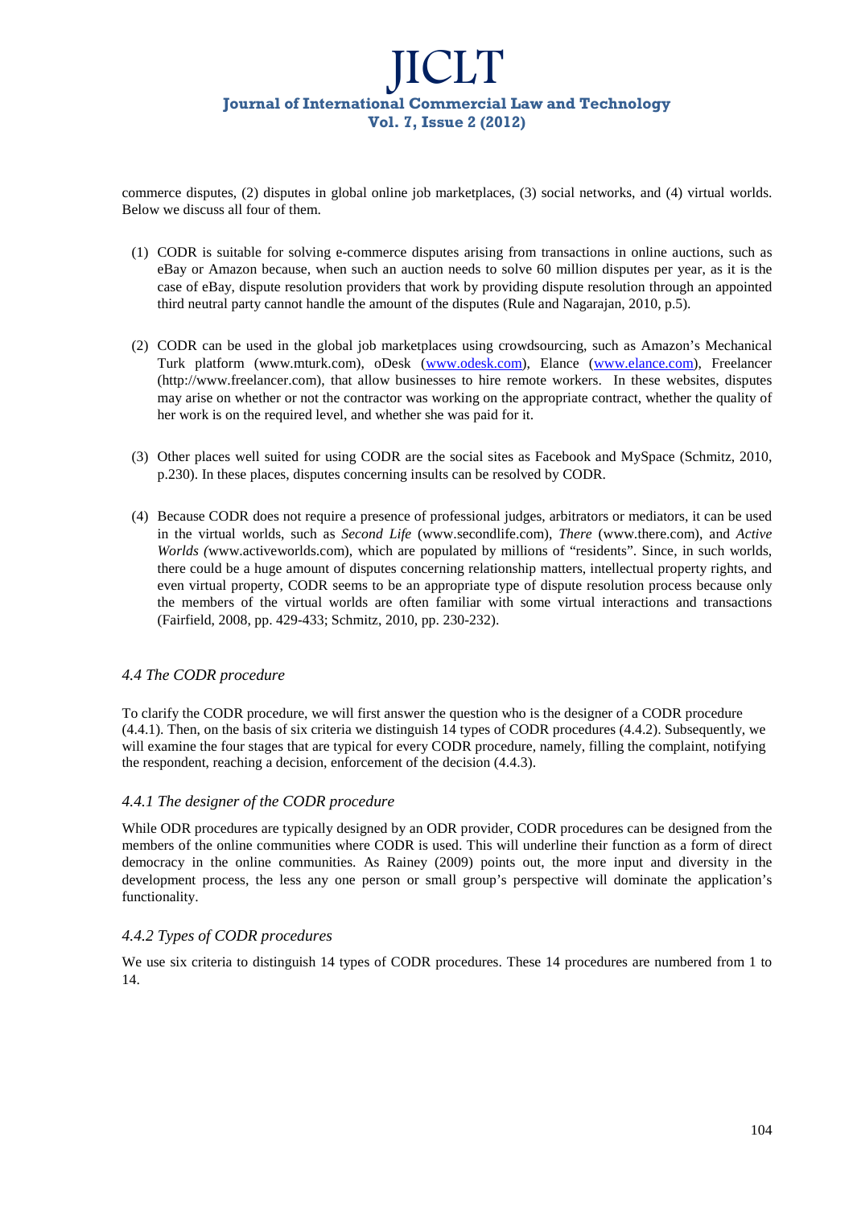commerce disputes, (2) disputes in global online job marketplaces, (3) social networks, and (4) virtual worlds. Below we discuss all four of them.

(1) CODR is suitable for solving e-commerce disputes arising from transactions in online auctions, such as eBay or Amazon because, when such an auction needs to solve 60 million disputes per year, as it is the case of eBay, dispute resolution providers that work by providing dispute resolution through an appointed third neutral party cannot handle the amount of the disputes (Rule and Nagarajan, 2010, p.5).

(2) CODR can be used in the global job marketplaces using crowdsourcing, such as Amazon's Mechanical Turk platform (www.mturk.com), oDesk (www.odesk.com), Elance (www.elance.com), Freelancer (http://www.freelancer.com), that allow businesses to hire remote workers. In these websites, disputes may arise on whether or not the contractor was working on the appropriate contract, whether the quality of her work is on the required level, and whether she was paid for it.

(3) Other places well suited for using CODR are the social sites as Facebook and MySpace (Schmitz, 2010, p.230). In these places, disputes concerning insults can be resolved by CODR.

(4) Because CODR does not require a presence of professional judges, arbitrators or mediators, it can be used in the virtual worlds, such as *Second Life* (www.secondlife.com), *There* (www.there.com), and *Active Worlds (*www.activeworlds.com), which are populated by millions of "residents". Since, in such worlds, there could be a huge amount of disputes concerning relationship matters, intellectual property rights, and even virtual property, CODR seems to be an appropriate type of dispute resolution process because only the members of the virtual worlds are often familiar with some virtual interactions and transactions (Fairfield, 2008, pp. 429-433; Schmitz, 2010, pp. 230-232).

### *4.4 The CODR procedure*

To clarify the CODR procedure, we will first answer the question who is the designer of a CODR procedure (4.4.1). Then, on the basis of six criteria we distinguish 14 types of CODR procedures (4.4.2). Subsequently, we will examine the four stages that are typical for every CODR procedure, namely, filling the complaint, notifying the respondent, reaching a decision, enforcement of the decision (4.4.3).

#### *4.4.1 The designer of the CODR procedure*

While ODR procedures are typically designed by an ODR provider, CODR procedures can be designed from the members of the online communities where CODR is used. This will underline their function as a form of direct democracy in the online communities. As Rainey (2009) points out, the more input and diversity in the development process, the less any one person or small group's perspective will dominate the application's functionality.

#### *4.4.2 Types of CODR procedures*

We use six criteria to distinguish 14 types of CODR procedures. These 14 procedures are numbered from 1 to 14.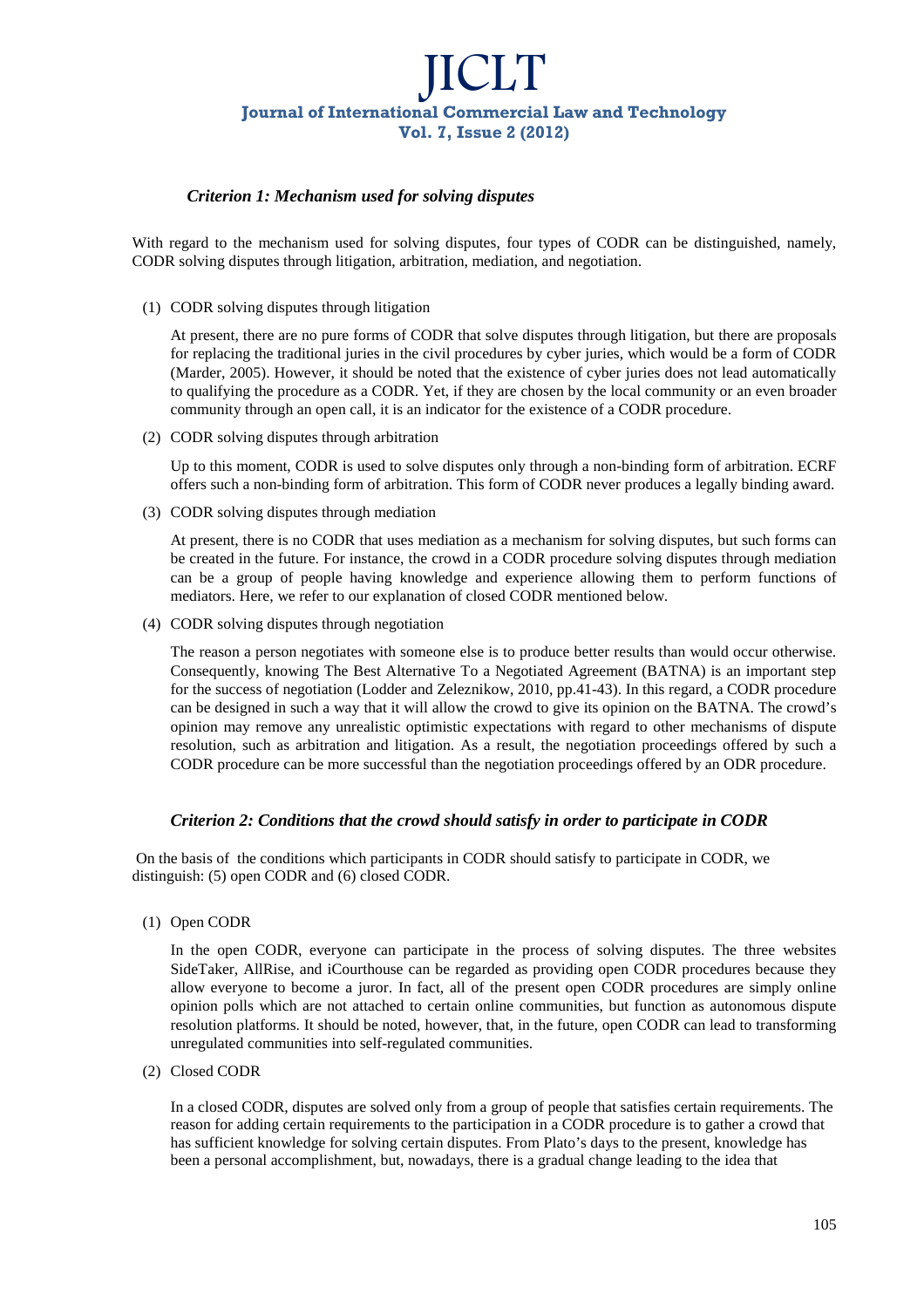### *Criterion 1: Mechanism used for solving disputes*

With regard to the mechanism used for solving disputes, four types of CODR can be distinguished, namely, CODR solving disputes through litigation, arbitration, mediation, and negotiation.

(1) CODR solving disputes through litigation

At present, there are no pure forms of CODR that solve disputes through litigation, but there are proposals for replacing the traditional juries in the civil procedures by cyber juries, which would be a form of CODR (Marder, 2005). However, it should be noted that the existence of cyber juries does not lead automatically to qualifying the procedure as a CODR. Yet, if they are chosen by the local community or an even broader community through an open call, it is an indicator for the existence of a CODR procedure.

(2) CODR solving disputes through arbitration

Up to this moment, CODR is used to solve disputes only through a non-binding form of arbitration. ECRF offers such a non-binding form of arbitration. This form of CODR never produces a legally binding award.

(3) CODR solving disputes through mediation

At present, there is no CODR that uses mediation as a mechanism for solving disputes, but such forms can be created in the future. For instance, the crowd in a CODR procedure solving disputes through mediation can be a group of people having knowledge and experience allowing them to perform functions of mediators. Here, we refer to our explanation of closed CODR mentioned below.

(4) CODR solving disputes through negotiation

The reason a person negotiates with someone else is to produce better results than would occur otherwise. Consequently, knowing The Best Alternative To a Negotiated Agreement (BATNA) is an important step for the success of negotiation (Lodder and Zeleznikow, 2010, pp.41-43). In this regard, a CODR procedure can be designed in such a way that it will allow the crowd to give its opinion on the BATNA. The crowd's opinion may remove any unrealistic optimistic expectations with regard to other mechanisms of dispute resolution, such as arbitration and litigation. As a result, the negotiation proceedings offered by such a CODR procedure can be more successful than the negotiation proceedings offered by an ODR procedure.

### *Criterion 2: Conditions that the crowd should satisfy in order to participate in CODR*

On the basis of the conditions which participants in CODR should satisfy to participate in CODR, we distinguish: (5) open CODR and (6) closed CODR.

(1) Open CODR

In the open CODR, everyone can participate in the process of solving disputes. The three websites SideTaker, AllRise, and iCourthouse can be regarded as providing open CODR procedures because they allow everyone to become a juror. In fact, all of the present open CODR procedures are simply online opinion polls which are not attached to certain online communities, but function as autonomous dispute resolution platforms. It should be noted, however, that, in the future, open CODR can lead to transforming unregulated communities into self-regulated communities.

(2) Closed CODR

In a closed CODR, disputes are solved only from a group of people that satisfies certain requirements. The reason for adding certain requirements to the participation in a CODR procedure is to gather a crowd that has sufficient knowledge for solving certain disputes. From Plato's days to the present, knowledge has been a personal accomplishment, but, nowadays, there is a gradual change leading to the idea that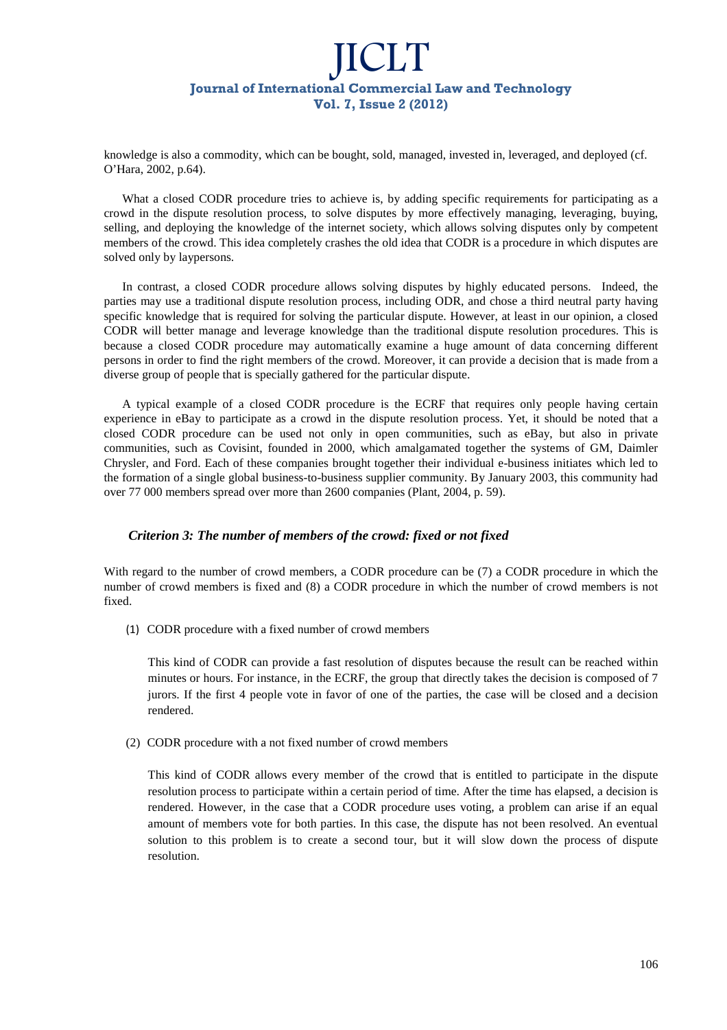knowledge is also a commodity, which can be bought, sold, managed, invested in, leveraged, and deployed (cf. O'Hara, 2002, p.64).

What a closed CODR procedure tries to achieve is, by adding specific requirements for participating as a crowd in the dispute resolution process, to solve disputes by more effectively managing, leveraging, buying, selling, and deploying the knowledge of the internet society, which allows solving disputes only by competent members of the crowd. This idea completely crashes the old idea that CODR is a procedure in which disputes are solved only by laypersons.

In contrast, a closed CODR procedure allows solving disputes by highly educated persons. Indeed, the parties may use a traditional dispute resolution process, including ODR, and chose a third neutral party having specific knowledge that is required for solving the particular dispute. However, at least in our opinion, a closed CODR will better manage and leverage knowledge than the traditional dispute resolution procedures. This is because a closed CODR procedure may automatically examine a huge amount of data concerning different persons in order to find the right members of the crowd. Moreover, it can provide a decision that is made from a diverse group of people that is specially gathered for the particular dispute.

A typical example of a closed CODR procedure is the ECRF that requires only people having certain experience in eBay to participate as a crowd in the dispute resolution process. Yet, it should be noted that a closed CODR procedure can be used not only in open communities, such as eBay, but also in private communities, such as Covisint, founded in 2000, which amalgamated together the systems of GM, Daimler Chrysler, and Ford. Each of these companies brought together their individual e-business initiates which led to the formation of a single global business-to-business supplier community. By January 2003, this community had over 77 000 members spread over more than 2600 companies (Plant, 2004, p. 59).

### *Criterion 3: The number of members of the crowd: fixed or not fixed*

With regard to the number of crowd members, a CODR procedure can be (7) a CODR procedure in which the number of crowd members is fixed and (8) a CODR procedure in which the number of crowd members is not fixed.

(1) CODR procedure with a fixed number of crowd members

This kind of CODR can provide a fast resolution of disputes because the result can be reached within minutes or hours. For instance, in the ECRF, the group that directly takes the decision is composed of 7 jurors. If the first 4 people vote in favor of one of the parties, the case will be closed and a decision rendered.

(2) CODR procedure with a not fixed number of crowd members

This kind of CODR allows every member of the crowd that is entitled to participate in the dispute resolution process to participate within a certain period of time. After the time has elapsed, a decision is rendered. However, in the case that a CODR procedure uses voting, a problem can arise if an equal amount of members vote for both parties. In this case, the dispute has not been resolved. An eventual solution to this problem is to create a second tour, but it will slow down the process of dispute resolution.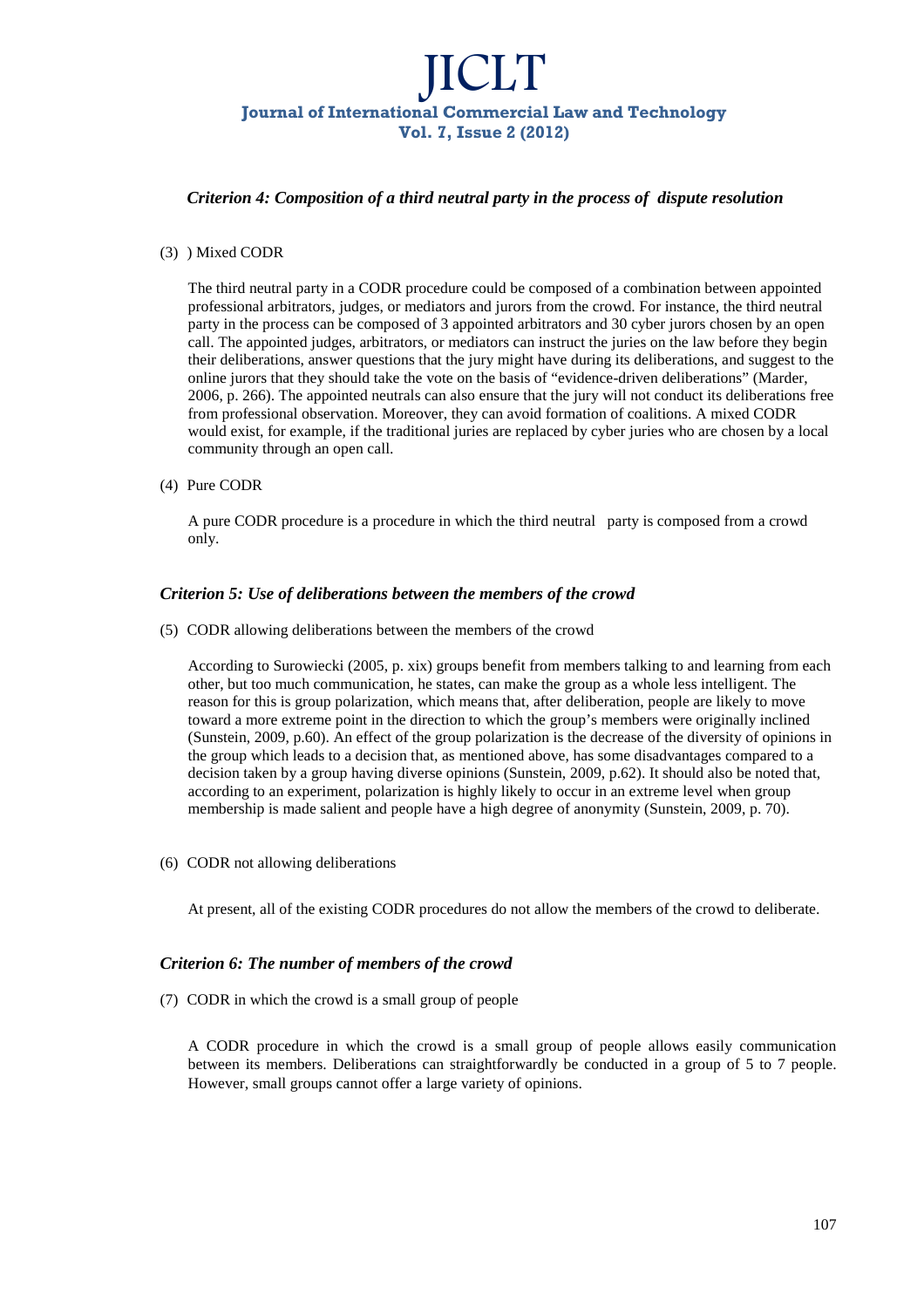### *Criterion 4: Composition of a third neutral party in the process of dispute resolution*

(3) ) Mixed CODR

The third neutral party in a CODR procedure could be composed of a combination between appointed professional arbitrators, judges, or mediators and jurors from the crowd. For instance, the third neutral party in the process can be composed of 3 appointed arbitrators and 30 cyber jurors chosen by an open call. The appointed judges, arbitrators, or mediators can instruct the juries on the law before they begin their deliberations, answer questions that the jury might have during its deliberations, and suggest to the online jurors that they should take the vote on the basis of "evidence-driven deliberations" (Marder, 2006, p. 266). The appointed neutrals can also ensure that the jury will not conduct its deliberations free from professional observation. Moreover, they can avoid formation of coalitions. A mixed CODR would exist, for example, if the traditional juries are replaced by cyber juries who are chosen by a local community through an open call.

(4) Pure CODR

A pure CODR procedure is a procedure in which the third neutral party is composed from a crowd only.

### *Criterion 5: Use of deliberations between the members of the crowd*

(5) CODR allowing deliberations between the members of the crowd

According to Surowiecki (2005, p. xix) groups benefit from members talking to and learning from each other, but too much communication, he states, can make the group as a whole less intelligent. The reason for this is group polarization, which means that, after deliberation, people are likely to move toward a more extreme point in the direction to which the group's members were originally inclined (Sunstein, 2009, p.60). An effect of the group polarization is the decrease of the diversity of opinions in the group which leads to a decision that, as mentioned above, has some disadvantages compared to a decision taken by a group having diverse opinions (Sunstein, 2009, p.62). It should also be noted that, according to an experiment, polarization is highly likely to occur in an extreme level when group membership is made salient and people have a high degree of anonymity (Sunstein, 2009, p. 70).

(6) CODR not allowing deliberations

At present, all of the existing CODR procedures do not allow the members of the crowd to deliberate.

### *Criterion 6: The number of members of the crowd*

(7) CODR in which the crowd is a small group of people

A CODR procedure in which the crowd is a small group of people allows easily communication between its members. Deliberations can straightforwardly be conducted in a group of 5 to 7 people. However, small groups cannot offer a large variety of opinions.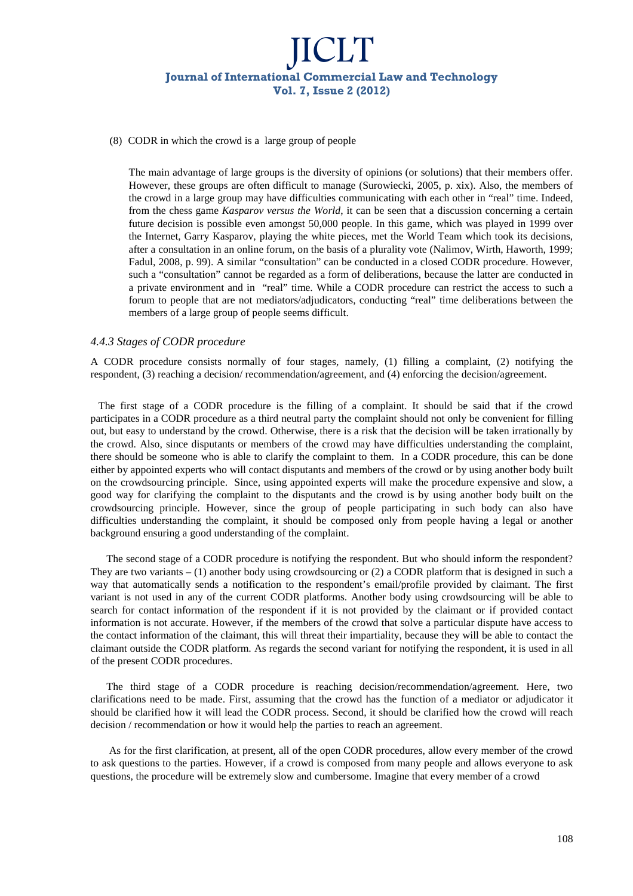(8) CODR in which the crowd is a large group of people

The main advantage of large groups is the diversity of opinions (or solutions) that their members offer. However, these groups are often difficult to manage (Surowiecki, 2005, p. xix). Also, the members of the crowd in a large group may have difficulties communicating with each other in "real" time. Indeed, from the chess game *Kasparov versus the World*, it can be seen that a discussion concerning a certain future decision is possible even amongst 50,000 people. In this game, which was played in 1999 over the Internet, Garry Kasparov, playing the white pieces, met the World Team which took its decisions, after a consultation in an online forum, on the basis of a plurality vote (Nalimov, Wirth, Haworth, 1999; Fadul, 2008, p. 99). A similar "consultation" can be conducted in a closed CODR procedure. However, such a "consultation" cannot be regarded as a form of deliberations, because the latter are conducted in a private environment and in "real" time. While a CODR procedure can restrict the access to such a forum to people that are not mediators/adjudicators, conducting "real" time deliberations between the members of a large group of people seems difficult.

### *4.4.3 Stages of CODR procedure*

A CODR procedure consists normally of four stages, namely, (1) filling a complaint, (2) notifying the respondent, (3) reaching a decision/ recommendation/agreement, and (4) enforcing the decision/agreement.

The first stage of a CODR procedure is the filling of a complaint. It should be said that if the crowd participates in a CODR procedure as a third neutral party the complaint should not only be convenient for filling out, but easy to understand by the crowd. Otherwise, there is a risk that the decision will be taken irrationally by the crowd. Also, since disputants or members of the crowd may have difficulties understanding the complaint, there should be someone who is able to clarify the complaint to them. In a CODR procedure, this can be done either by appointed experts who will contact disputants and members of the crowd or by using another body built on the crowdsourcing principle. Since, using appointed experts will make the procedure expensive and slow, a good way for clarifying the complaint to the disputants and the crowd is by using another body built on the crowdsourcing principle. However, since the group of people participating in such body can also have difficulties understanding the complaint, it should be composed only from people having a legal or another background ensuring a good understanding of the complaint.

The second stage of a CODR procedure is notifying the respondent. But who should inform the respondent? They are two variants – (1) another body using crowdsourcing or (2) a CODR platform that is designed in such a way that automatically sends a notification to the respondent's email/profile provided by claimant. The first variant is not used in any of the current CODR platforms. Another body using crowdsourcing will be able to search for contact information of the respondent if it is not provided by the claimant or if provided contact information is not accurate. However, if the members of the crowd that solve a particular dispute have access to the contact information of the claimant, this will threat their impartiality, because they will be able to contact the claimant outside the CODR platform. As regards the second variant for notifying the respondent, it is used in all of the present CODR procedures.

The third stage of a CODR procedure is reaching decision/recommendation/agreement. Here, two clarifications need to be made. First, assuming that the crowd has the function of a mediator or adjudicator it should be clarified how it will lead the CODR process. Second, it should be clarified how the crowd will reach decision / recommendation or how it would help the parties to reach an agreement.

As for the first clarification, at present, all of the open CODR procedures, allow every member of the crowd to ask questions to the parties. However, if a crowd is composed from many people and allows everyone to ask questions, the procedure will be extremely slow and cumbersome. Imagine that every member of a crowd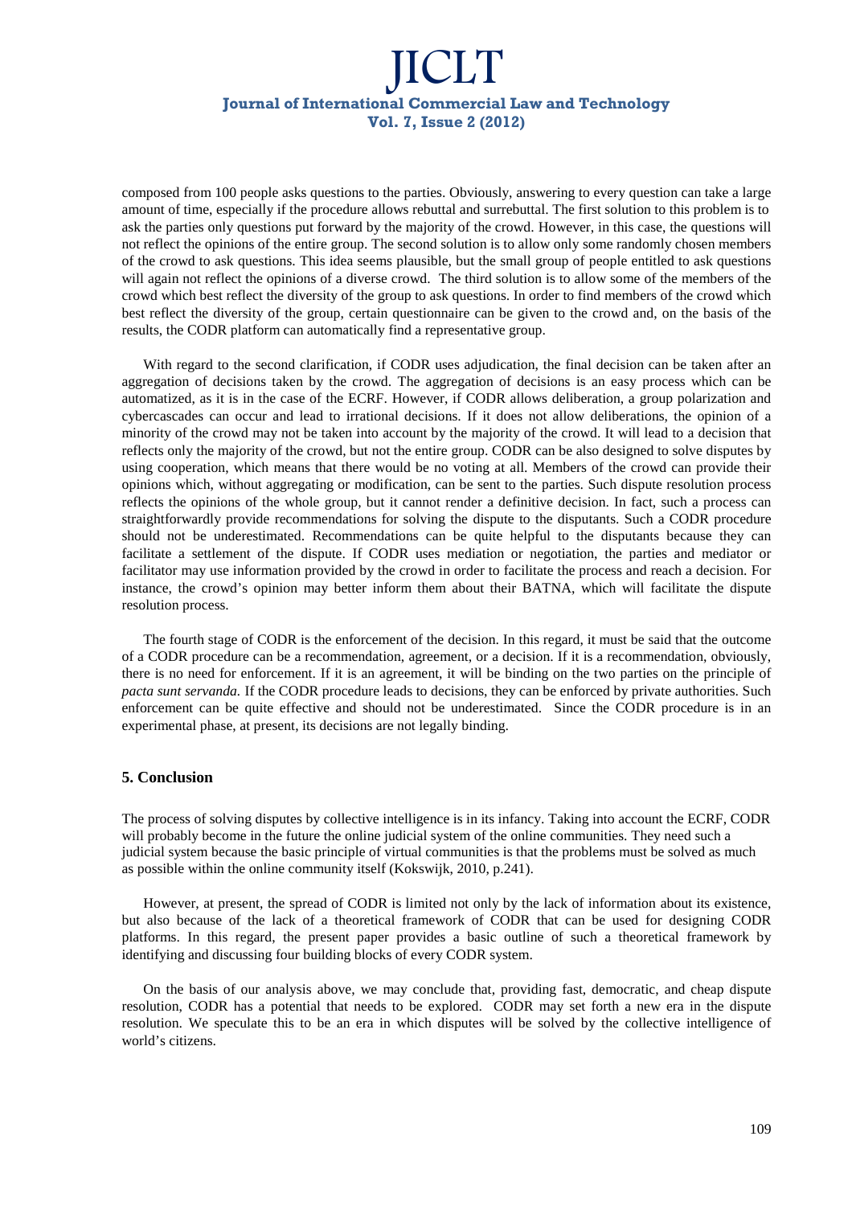composed from 100 people asks questions to the parties. Obviously, answering to every question can take a large amount of time, especially if the procedure allows rebuttal and surrebuttal. The first solution to this problem is to ask the parties only questions put forward by the majority of the crowd. However, in this case, the questions will not reflect the opinions of the entire group. The second solution is to allow only some randomly chosen members of the crowd to ask questions. This idea seems plausible, but the small group of people entitled to ask questions will again not reflect the opinions of a diverse crowd. The third solution is to allow some of the members of the crowd which best reflect the diversity of the group to ask questions. In order to find members of the crowd which best reflect the diversity of the group, certain questionnaire can be given to the crowd and, on the basis of the results, the CODR platform can automatically find a representative group.

With regard to the second clarification, if CODR uses adjudication, the final decision can be taken after an aggregation of decisions taken by the crowd. The aggregation of decisions is an easy process which can be automatized, as it is in the case of the ECRF. However, if CODR allows deliberation, a group polarization and cybercascades can occur and lead to irrational decisions. If it does not allow deliberations, the opinion of a minority of the crowd may not be taken into account by the majority of the crowd. It will lead to a decision that reflects only the majority of the crowd, but not the entire group. CODR can be also designed to solve disputes by using cooperation, which means that there would be no voting at all. Members of the crowd can provide their opinions which, without aggregating or modification, can be sent to the parties. Such dispute resolution process reflects the opinions of the whole group, but it cannot render a definitive decision. In fact, such a process can straightforwardly provide recommendations for solving the dispute to the disputants. Such a CODR procedure should not be underestimated. Recommendations can be quite helpful to the disputants because they can facilitate a settlement of the dispute. If CODR uses mediation or negotiation, the parties and mediator or facilitator may use information provided by the crowd in order to facilitate the process and reach a decision. For instance, the crowd's opinion may better inform them about their BATNA, which will facilitate the dispute resolution process.

The fourth stage of CODR is the enforcement of the decision. In this regard, it must be said that the outcome of a CODR procedure can be a recommendation, agreement, or a decision. If it is a recommendation, obviously, there is no need for enforcement. If it is an agreement, it will be binding on the two parties on the principle of *pacta sunt servanda.* If the CODR procedure leads to decisions, they can be enforced by private authorities. Such enforcement can be quite effective and should not be underestimated. Since the CODR procedure is in an experimental phase, at present, its decisions are not legally binding.

## 5. Conclusion

The process of solving disputes by collective intelligence is in its infancy. Taking into account the ECRF, CODR will probably become in the future the online judicial system of the online communities. They need such a judicial system because the basic principle of virtual communities is that the problems must be solved as much as possible within the online community itself (Kokswijk, 2010, p.241).

However, at present, the spread of CODR is limited not only by the lack of information about its existence, but also because of the lack of a theoretical framework of CODR that can be used for designing CODR platforms. In this regard, the present paper provides a basic outline of such a theoretical framework by identifying and discussing four building blocks of every CODR system.

On the basis of our analysis above, we may conclude that, providing fast, democratic, and cheap dispute resolution, CODR has a potential that needs to be explored. CODR may set forth a new era in the dispute resolution. We speculate this to be an era in which disputes will be solved by the collective intelligence of world's citizens.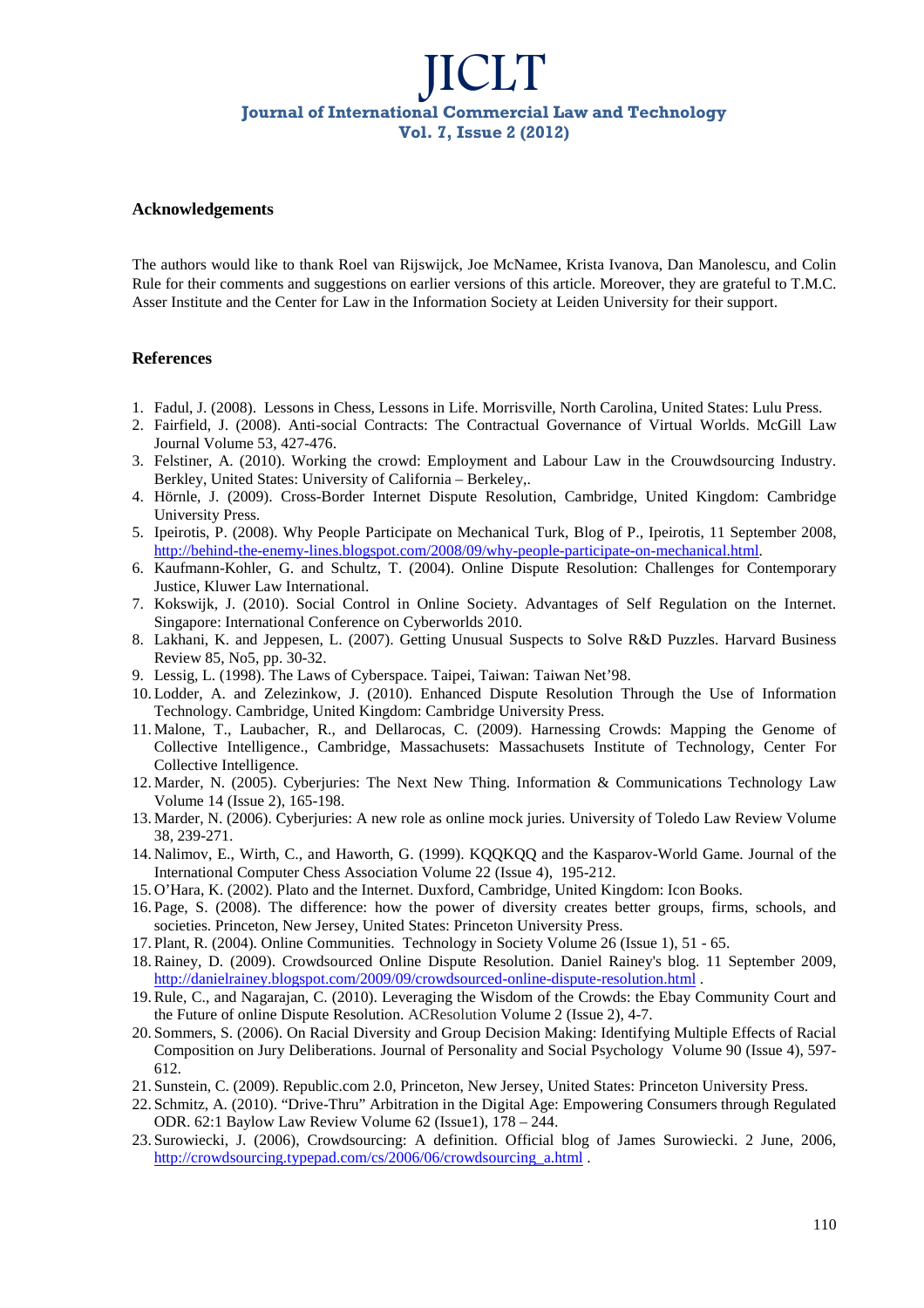## Acknowledgements

The authors would like to thank Roel van Rijswijck, Joe McNamee, Krista Ivanova, Dan Manolescu, and Colin Rule for their comments and suggestions on earlier versions of this article. Moreover, they are grateful to T.M.C. Asser Institute and the Center for Law in the Information Society at Leiden University for their support.

## References

1. Fadul, J. (2008). Lessons in Chess, Lessons in Life. Morrisville, North Carolina, United States: Lulu Press.
2. Fairfield, J. (2008). Anti-social Contracts: The Contractual Governance of Virtual Worlds. McGill Law Journal Volume 53, 427-476.
3. Felstiner, A. (2010). Working the crowd: Employment and Labour Law in the Crouwdsourcing Industry. Berkley, United States: University of California – Berkeley,.
4. Hörnle, J. (2009). Cross-Border Internet Dispute Resolution, Cambridge, United Kingdom: Cambridge University Press.
5. Ipeirotis, P. (2008). Why People Participate on Mechanical Turk, Blog of P., Ipeirotis, 11 September 2008, http://behind-the-enemy-lines.blogspot.com/2008/09/why-people-participate-on-mechanical.html.
6. Kaufmann-Kohler, G. and Schultz, T. (2004). Online Dispute Resolution: Challenges for Contemporary Justice, Kluwer Law International.
7. Kokswijk, J. (2010). Social Control in Online Society. Advantages of Self Regulation on the Internet. Singapore: International Conference on Cyberworlds 2010.
8. Lakhani, K. and Jeppesen, L. (2007). Getting Unusual Suspects to Solve R&D Puzzles. Harvard Business Review 85, No5, pp. 30-32.
9. Lessig, L. (1998). The Laws of Cyberspace. Taipei, Taiwan: Taiwan Net'98.
10. Lodder, A. and Zelezinkow, J. (2010). Enhanced Dispute Resolution Through the Use of Information Technology. Cambridge, United Kingdom: Cambridge University Press.
11. Malone, T., Laubacher, R., and Dellarocas, C. (2009). Harnessing Crowds: Mapping the Genome of Collective Intelligence., Cambridge, Massachusets: Massachusets Institute of Technology, Center For Collective Intelligence.
12. Marder, N. (2005). Cyberjuries: The Next New Thing. Information & Communications Technology Law Volume 14 (Issue 2), 165-198.
13. Marder, N. (2006). Cyberjuries: A new role as online mock juries. University of Toledo Law Review Volume 38, 239-271.
14. Nalimov, E., Wirth, C., and Haworth, G. (1999). KQQKQQ and the Kasparov-World Game. Journal of the International Computer Chess Association Volume 22 (Issue 4), 195-212.
15. O'Hara, K. (2002). Plato and the Internet. Duxford, Cambridge, United Kingdom: Icon Books.
16. Page, S. (2008). The difference: how the power of diversity creates better groups, firms, schools, and societies. Princeton, New Jersey, United States: Princeton University Press.
17. Plant, R. (2004). Online Communities. Technology in Society Volume 26 (Issue 1), 51 - 65.
18. Rainey, D. (2009). Crowdsourced Online Dispute Resolution. Daniel Rainey's blog. 11 September 2009, http://danielrainey.blogspot.com/2009/09/crowdsourced-online-dispute-resolution.html .
19. Rule, C., and Nagarajan, C. (2010). Leveraging the Wisdom of the Crowds: the Ebay Community Court and the Future of online Dispute Resolution. ACResolution Volume 2 (Issue 2), 4-7.
20. Sommers, S. (2006). On Racial Diversity and Group Decision Making: Identifying Multiple Effects of Racial Composition on Jury Deliberations. Journal of Personality and Social Psychology Volume 90 (Issue 4), 597-612.
21. Sunstein, C. (2009). Republic.com 2.0, Princeton, New Jersey, United States: Princeton University Press.
22. Schmitz, A. (2010). "Drive-Thru" Arbitration in the Digital Age: Empowering Consumers through Regulated ODR. 62:1 Baylow Law Review Volume 62 (Issue1), 178 – 244.
23. Surowiecki, J. (2006), Crowdsourcing: A definition. Official blog of James Surowiecki. 2 June, 2006, http://crowdsourcing.typepad.com/cs/2006/06/crowdsourcing_a.html .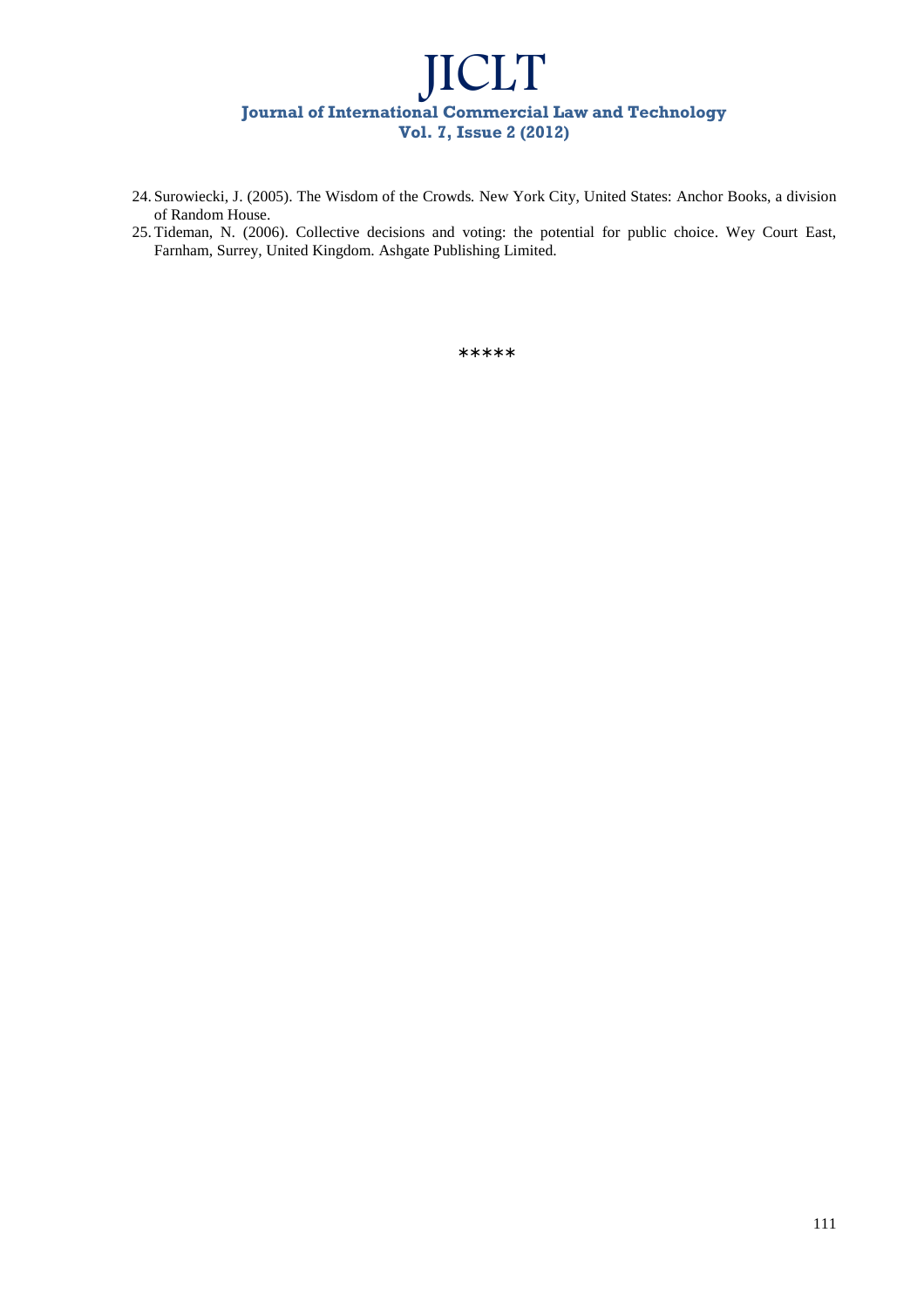24. Surowiecki, J. (2005). The Wisdom of the Crowds. New York City, United States: Anchor Books, a division of Random House.
25. Tideman, N. (2006). Collective decisions and voting: the potential for public choice. Wey Court East, Farnham, Surrey, United Kingdom. Ashgate Publishing Limited.

*****